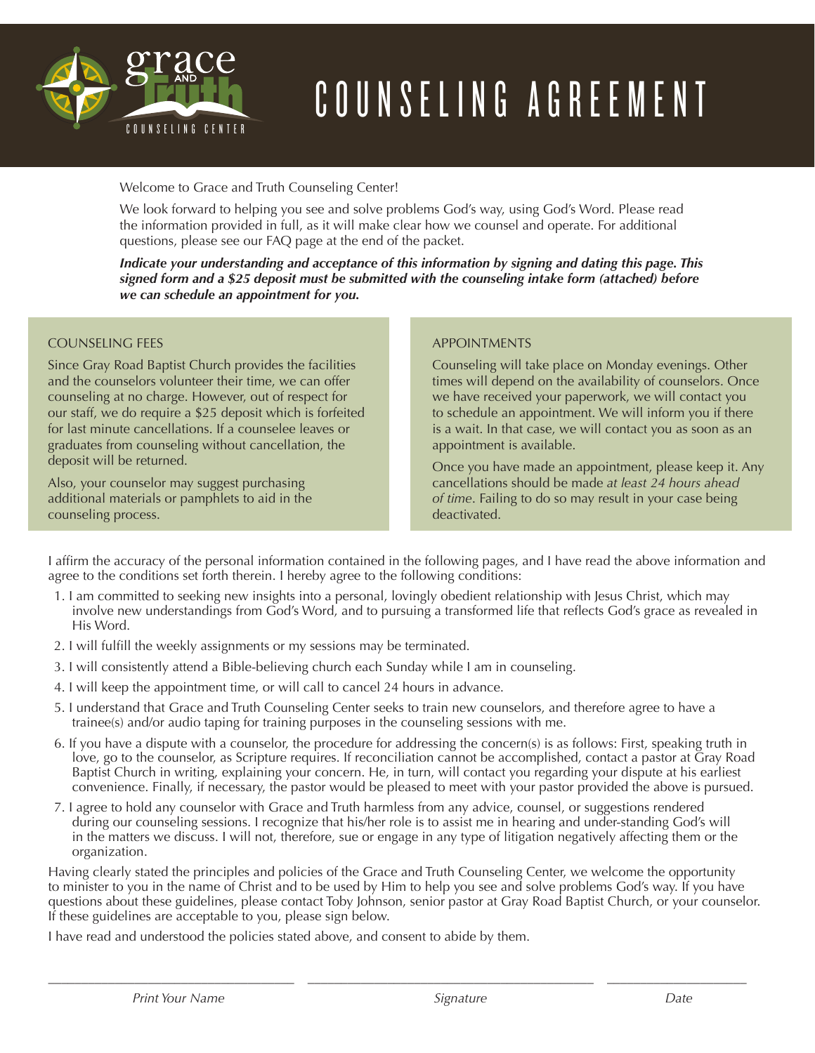grace AND truth COUNSELING CENTER

# COUNSELING AGREEMENT

Welcome to Grace and Truth Counseling Center!

We look forward to helping you see and solve problems God's way, using God's Word. Please read the information provided in full, as it will make clear how we counsel and operate. For additional questions, please see our FAQ page at the end of the packet.

***Indicate your understanding and acceptance of this information by signing and dating this page. This signed form and a $25 deposit must be submitted with the counseling intake form (attached) before we can schedule an appointment for you.***

## COUNSELING FEES

Since Gray Road Baptist Church provides the facilities and the counselors volunteer their time, we can offer counseling at no charge. However, out of respect for our staff, we do require a $25 deposit which is forfeited for last minute cancellations. If a counselee leaves or graduates from counseling without cancellation, the deposit will be returned.

Also, your counselor may suggest purchasing additional materials or pamphlets to aid in the counseling process.

## APPOINTMENTS

Counseling will take place on Monday evenings. Other times will depend on the availability of counselors. Once we have received your paperwork, we will contact you to schedule an appointment. We will inform you if there is a wait. In that case, we will contact you as soon as an appointment is available.

Once you have made an appointment, please keep it. Any cancellations should be made *at least 24 hours ahead of time*. Failing to do so may result in your case being deactivated.

I affirm the accuracy of the personal information contained in the following pages, and I have read the above information and agree to the conditions set forth therein. I hereby agree to the following conditions:

1. I am committed to seeking new insights into a personal, lovingly obedient relationship with Jesus Christ, which may involve new understandings from God's Word, and to pursuing a transformed life that reflects God's grace as revealed in His Word.
2. I will fulfill the weekly assignments or my sessions may be terminated.
3. I will consistently attend a Bible-believing church each Sunday while I am in counseling.
4. I will keep the appointment time, or will call to cancel 24 hours in advance.
5. I understand that Grace and Truth Counseling Center seeks to train new counselors, and therefore agree to have a trainee(s) and/or audio taping for training purposes in the counseling sessions with me.
6. If you have a dispute with a counselor, the procedure for addressing the concern(s) is as follows: First, speaking truth in love, go to the counselor, as Scripture requires. If reconciliation cannot be accomplished, contact a pastor at Gray Road Baptist Church in writing, explaining your concern. He, in turn, will contact you regarding your dispute at his earliest convenience. Finally, if necessary, the pastor would be pleased to meet with your pastor provided the above is pursued.
7. I agree to hold any counselor with Grace and Truth harmless from any advice, counsel, or suggestions rendered during our counseling sessions. I recognize that his/her role is to assist me in hearing and under-standing God's will in the matters we discuss. I will not, therefore, sue or engage in any type of litigation negatively affecting them or the organization.

Having clearly stated the principles and policies of the Grace and Truth Counseling Center, we welcome the opportunity to minister to you in the name of Christ and to be used by Him to help you see and solve problems God's way. If you have questions about these guidelines, please contact Toby Johnson, senior pastor at Gray Road Baptist Church, or your counselor. If these guidelines are acceptable to you, please sign below.

I have read and understood the policies stated above, and consent to abide by them.

| ______________________ | ______________________ | ______________ |
|---|---|---|
| *Print Your Name* | *Signature* | *Date* |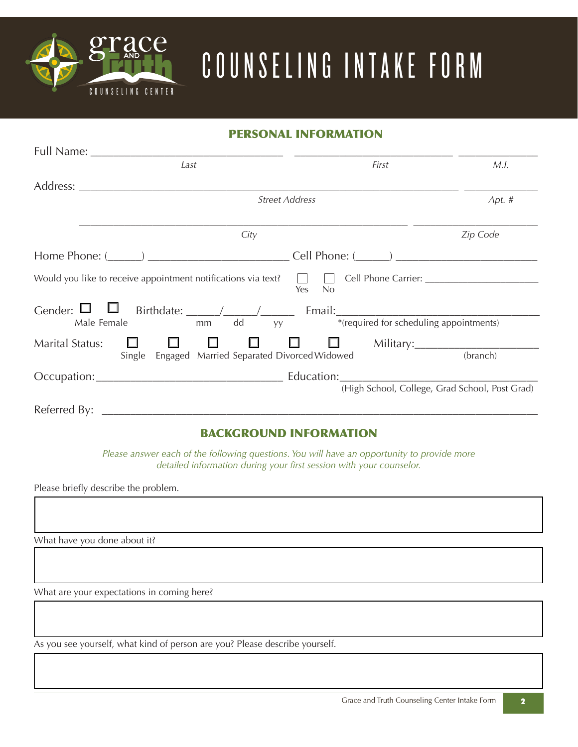# COUNSELING INTAKE FORM

## PERSONAL INFORMATION

Full Name: ________________________________ ____________________________ ______________
*Last* *First* *M.I.*

Address: ____________________________________________________________ ____________
*Street Address* *Apt. #*

____________________________________________________________ ____________________
*City* *Zip Code*

Home Phone: (______) ________________________ Cell Phone: (______) ________________________

Would you like to receive appointment notifications via text? ☐ Yes ☐ No Cell Phone Carrier: ______________________

Gender: ☐ Male ☐ Female Birthdate: ______/______/______ (mm dd yy) Email:______________________________________
*(required for scheduling appointments)

Marital Status: ☐ Single ☐ Engaged ☐ Married ☐ Separated ☐ Divorced ☐ Widowed Military:______________________ (branch)

Occupation:________________________________ Education:________________________________
(High School, College, Grad School, Post Grad)

Referred By: ________________________________________________________________________

## BACKGROUND INFORMATION

*Please answer each of the following questions. You will have an opportunity to provide more detailed information during your first session with your counselor.*

Please briefly describe the problem.

What have you done about it?

What are your expectations in coming here?

As you see yourself, what kind of person are you? Please describe yourself.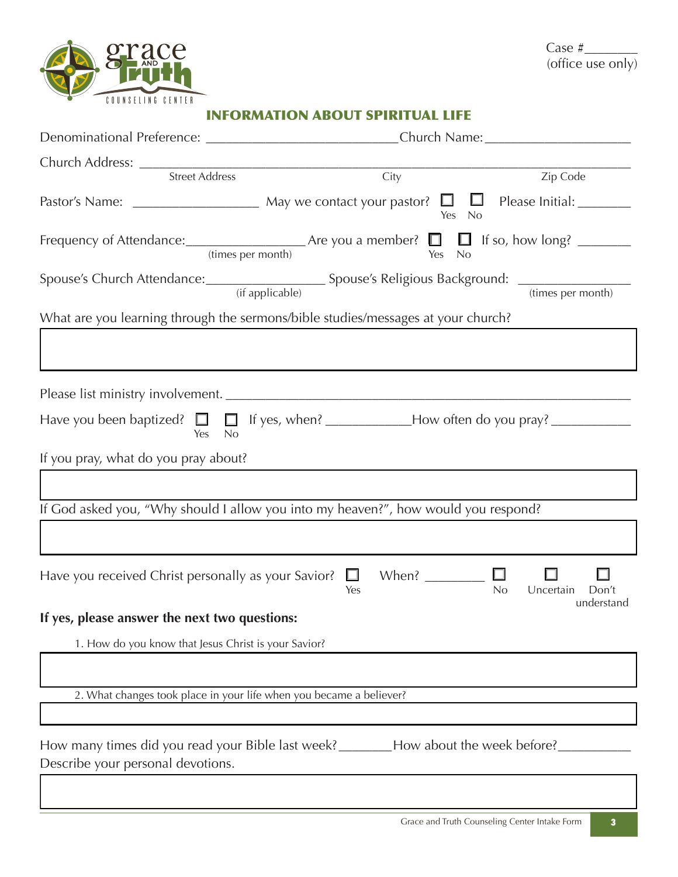Case #________ (office use only)

## INFORMATION ABOUT SPIRITUAL LIFE

Denominational Preference: ___________________________ Church Name: _____________________

Church Address: ________________________________________________________________
Street Address City Zip Code

Pastor's Name: __________________ May we contact your pastor? ☐ Yes ☐ No Please Initial: _______

Frequency of Attendance: _________________ (times per month) Are you a member? ☐ Yes ☐ No If so, how long? _______

Spouse's Church Attendance: _________________ (if applicable) Spouse's Religious Background: _______________ (times per month)

What are you learning through the sermons/bible studies/messages at your church?

Please list ministry involvement. ____________________________________________________

Have you been baptized? ☐ Yes ☐ No If yes, when? ____________ How often do you pray? ___________

If you pray, what do you pray about?

If God asked you, "Why should I allow you into my heaven?", how would you respond?

Have you received Christ personally as your Savior? ☐ Yes When? ________ ☐ No ☐ Uncertain ☐ Don't understand

**If yes, please answer the next two questions:**

1. How do you know that Jesus Christ is your Savior?

2. What changes took place in your life when you became a believer?

How many times did you read your Bible last week? _______ How about the week before? __________

Describe your personal devotions.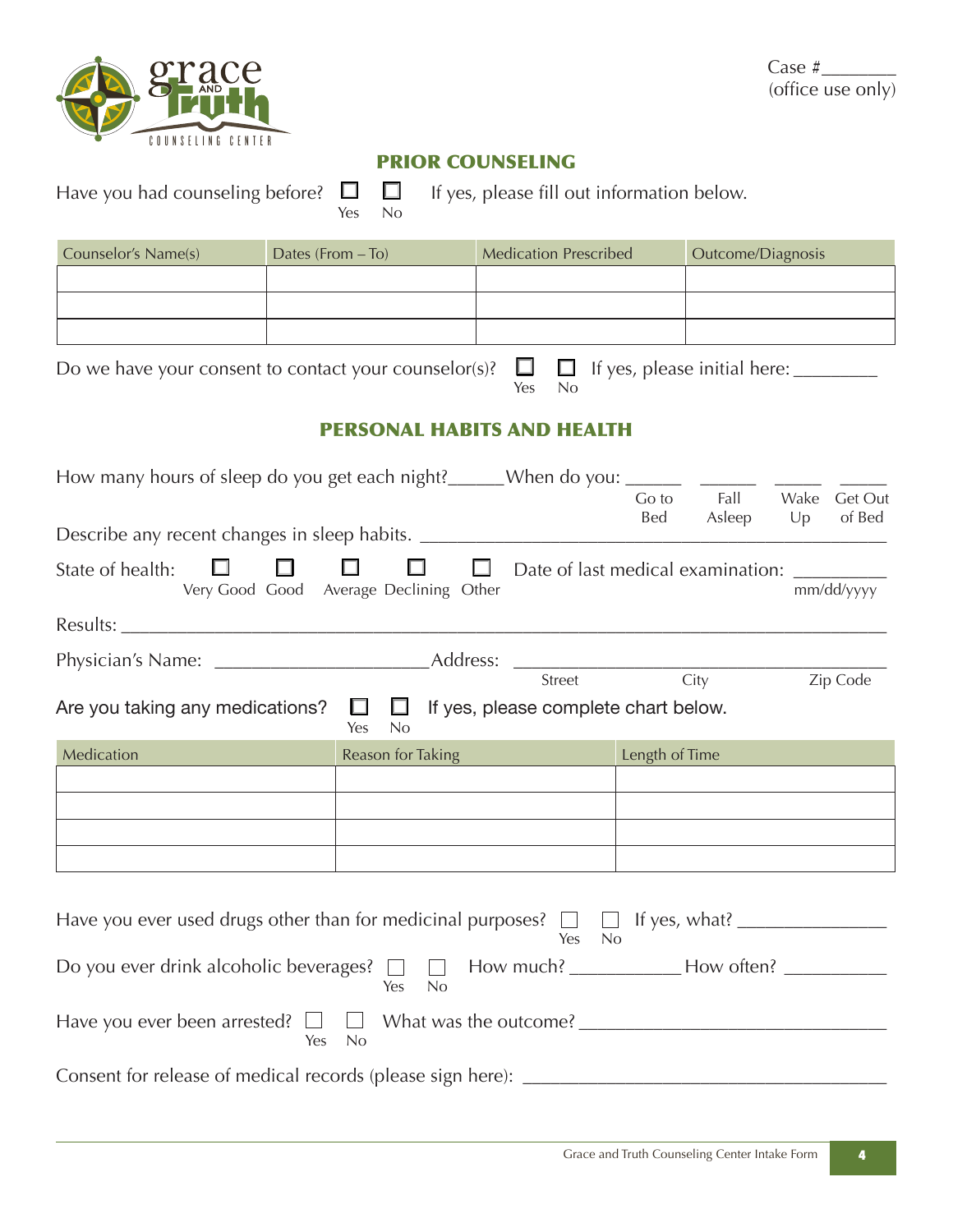Case #________
(office use only)

## PRIOR COUNSELING

Have you had counseling before? ☐ Yes ☐ No If yes, please fill out information below.

| Counselor's Name(s) | Dates (From – To) | Medication Prescribed | Outcome/Diagnosis |
|---|---|---|---|
| | | | |
| | | | |
| | | | |

Do we have your consent to contact your counselor(s)? ☐ Yes ☐ No If yes, please initial here: ________

## PERSONAL HABITS AND HEALTH

How many hours of sleep do you get each night?______ When do you: ______ Go to Bed ______ Fall Asleep _____ Wake Up _____ Get Out of Bed

Describe any recent changes in sleep habits. ____________________________________________

State of health: ☐ Very Good ☐ Good ☐ Average ☐ Declining ☐ Other Date of last medical examination: _________ mm/dd/yyyy

Results: ______________________________________________________________________

Physician's Name: ______________________ Address: ________________________________________
Street City Zip Code

Are you taking any medications? ☐ Yes ☐ No If yes, please complete chart below.

| Medication | Reason for Taking | Length of Time |
|---|---|---|
| | | |
| | | |
| | | |
| | | |

Have you ever used drugs other than for medicinal purposes? ☐ Yes ☐ No If yes, what? _______________

Do you ever drink alcoholic beverages? ☐ Yes ☐ No How much? ___________ How often? __________

Have you ever been arrested? ☐ Yes ☐ No What was the outcome? _______________________________

Consent for release of medical records (please sign here): _____________________________________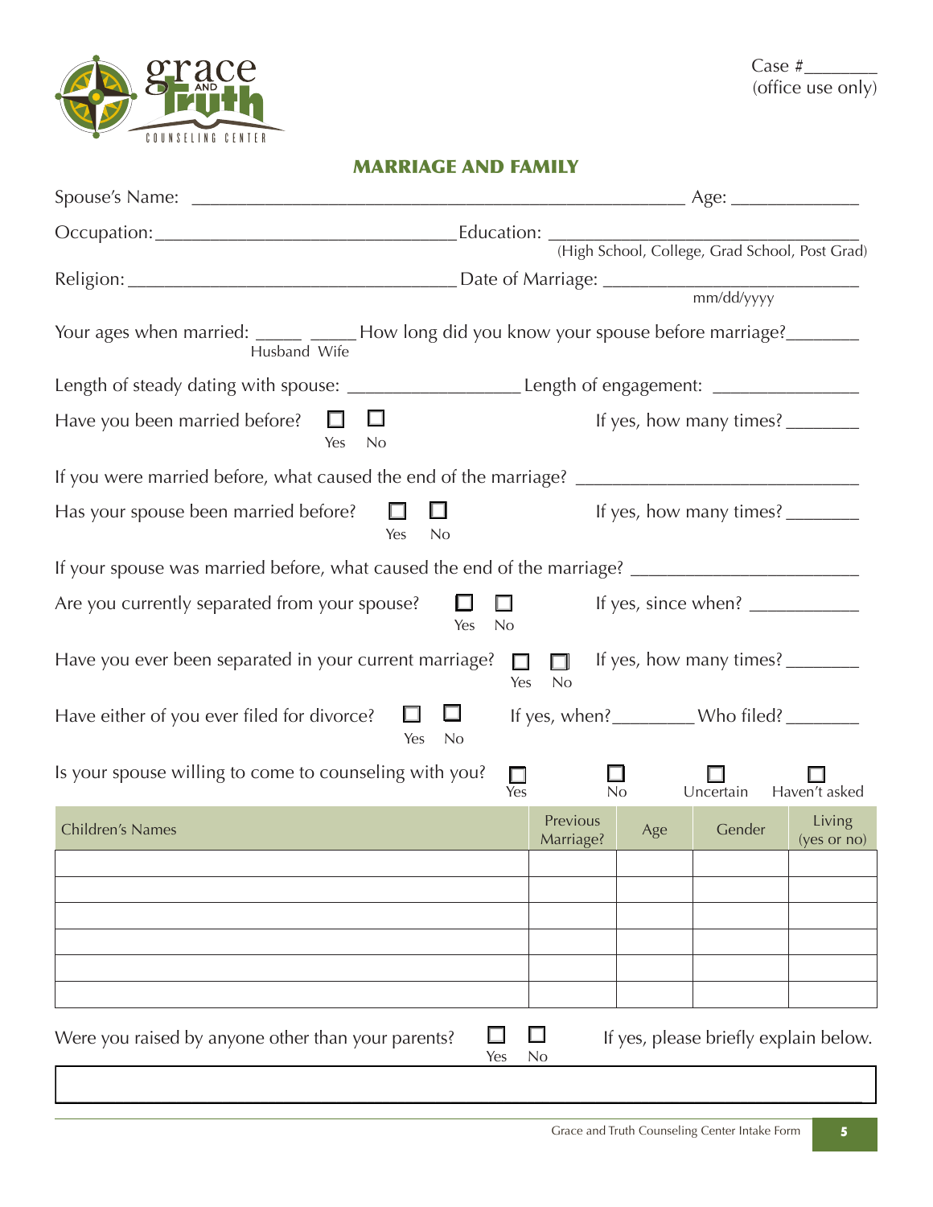Case #________
(office use only)

## MARRIAGE AND FAMILY

Spouse's Name: ________________________________________________ Age: _____________

Occupation: ______________________________ Education: ______________________________
(High School, College, Grad School, Post Grad)

Religion: _________________________________ Date of Marriage: ________________________
mm/dd/yyyy

Your ages when married: _____ _____ How long did you know your spouse before marriage? _______
Husband Wife

Length of steady dating with spouse: _________________ Length of engagement: ______________

Have you been married before? ☐ Yes ☐ No If yes, how many times? _______

If you were married before, what caused the end of the marriage? ____________________________

Has your spouse been married before? ☐ Yes ☐ No If yes, how many times? _______

If your spouse was married before, what caused the end of the marriage? ______________________

Are you currently separated from your spouse? ☐ Yes ☐ No If yes, since when? ___________

Have you ever been separated in your current marriage? ☐ Yes ☐ No If yes, how many times? _______

Have either of you ever filed for divorce? ☐ Yes ☐ No If yes, when? ________ Who filed? _______

Is your spouse willing to come to counseling with you? ☐ Yes ☐ No ☐ Uncertain ☐ Haven't asked

| Children's Names | Previous Marriage? | Age | Gender | Living (yes or no) |
|---|---|---|---|---|
| | | | | |
| | | | | |
| | | | | |
| | | | | |
| | | | | |
| | | | | |

Were you raised by anyone other than your parents? ☐ Yes ☐ No If yes, please briefly explain below.

| |
|---|
| |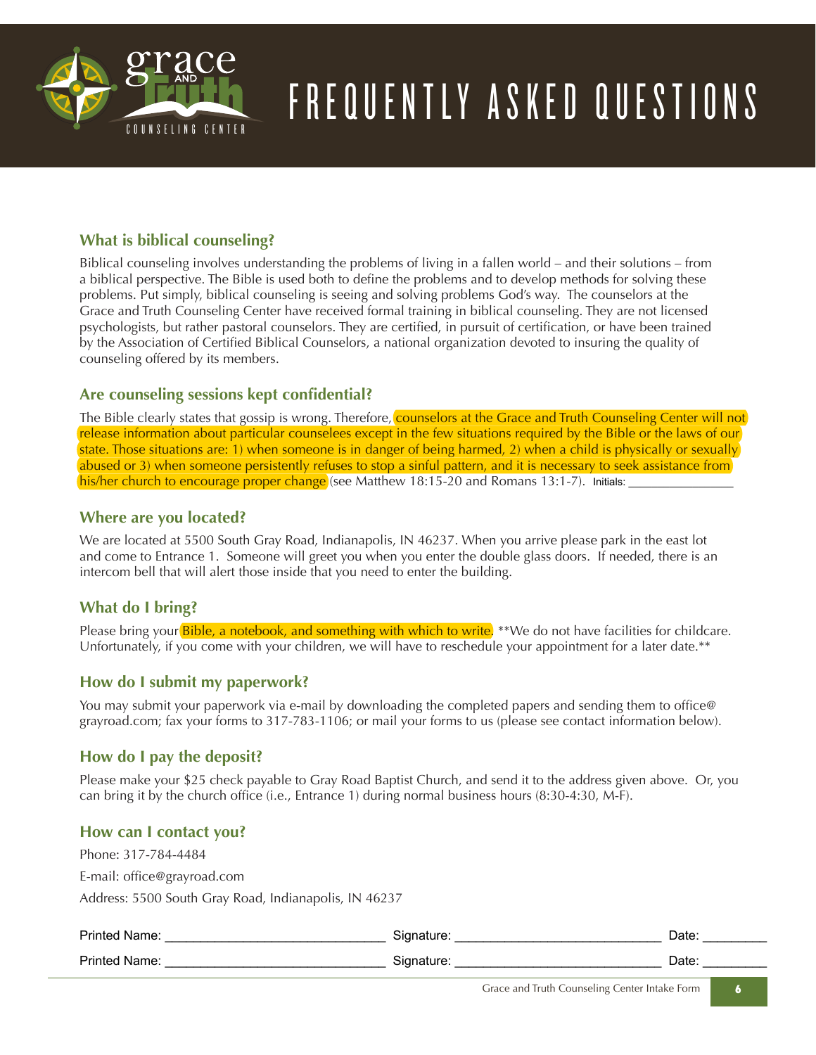# FREQUENTLY ASKED QUESTIONS

### What is biblical counseling?

Biblical counseling involves understanding the problems of living in a fallen world – and their solutions – from a biblical perspective. The Bible is used both to define the problems and to develop methods for solving these problems. Put simply, biblical counseling is seeing and solving problems God's way. The counselors at the Grace and Truth Counseling Center have received formal training in biblical counseling. They are not licensed psychologists, but rather pastoral counselors. They are certified, in pursuit of certification, or have been trained by the Association of Certified Biblical Counselors, a national organization devoted to insuring the quality of counseling offered by its members.

### Are counseling sessions kept confidential?

The Bible clearly states that gossip is wrong. Therefore, counselors at the Grace and Truth Counseling Center will not release information about particular counselees except in the few situations required by the Bible or the laws of our state. Those situations are: 1) when someone is in danger of being harmed, 2) when a child is physically or sexually abused or 3) when someone persistently refuses to stop a sinful pattern, and it is necessary to seek assistance from his/her church to encourage proper change (see Matthew 18:15-20 and Romans 13:1-7). Initials: _______________

### Where are you located?

We are located at 5500 South Gray Road, Indianapolis, IN 46237. When you arrive please park in the east lot and come to Entrance 1. Someone will greet you when you enter the double glass doors. If needed, there is an intercom bell that will alert those inside that you need to enter the building.

### What do I bring?

Please bring your Bible, a notebook, and something with which to write. **We do not have facilities for childcare. Unfortunately, if you come with your children, we will have to reschedule your appointment for a later date.**

### How do I submit my paperwork?

You may submit your paperwork via e-mail by downloading the completed papers and sending them to office@grayroad.com; fax your forms to 317-783-1106; or mail your forms to us (please see contact information below).

### How do I pay the deposit?

Please make your $25 check payable to Gray Road Baptist Church, and send it to the address given above. Or, you can bring it by the church office (i.e., Entrance 1) during normal business hours (8:30-4:30, M-F).

### How can I contact you?

Phone: 317-784-4484

E-mail: office@grayroad.com

Address: 5500 South Gray Road, Indianapolis, IN 46237

Printed Name: ______________________________ Signature: ____________________________ Date: _________

Printed Name: ______________________________ Signature: ____________________________ Date: _________